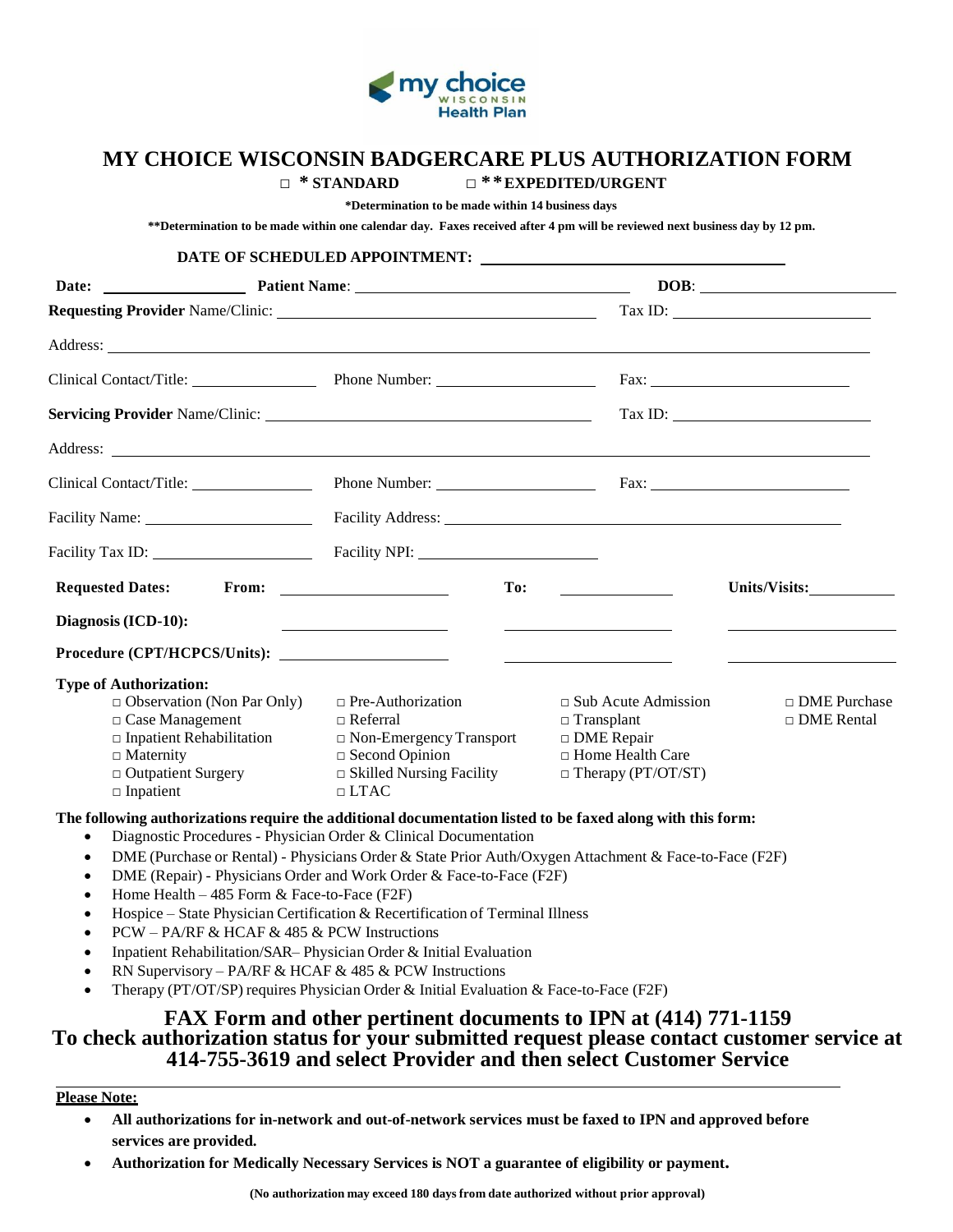# MY CHOICE WISCONSIN BADGERCARE PLUS AUTHORIZATION FORM

□ **\* STANDARD** □ **\*\*EXPEDITED/URGENT**

**\*Determination to be made within 14 business days**

**\*\*Determination to be made within one calendar day. Faxes received after 4 pm will be reviewed next business day by 12 pm.**

**DATE OF SCHEDULED APPOINTMENT:** ____________________

**Date:** ____________ **Patient Name**: ____________________ **DOB**: ____________

**Requesting Provider** Name/Clinic: ____________________ Tax ID: ____________

Address: ____________________________________________

Clinical Contact/Title: ____________ Phone Number: ____________ Fax: ____________

**Servicing Provider** Name/Clinic: ____________________ Tax ID: ____________

Address: ____________________________________________

Clinical Contact/Title: ____________ Phone Number: ____________ Fax: ____________

Facility Name: ____________ Facility Address: ____________________

Facility Tax ID: ____________ Facility NPI: ____________

**Requested Dates:** **From:** ____________ **To:** ____________ **Units/Visits:** ____________

**Diagnosis (ICD-10):** ____________ ____________ ____________

**Procedure (CPT/HCPCS/Units):** ____________ ____________ ____________

**Type of Authorization:**

- □ Observation (Non Par Only)
- □ Case Management
- □ Inpatient Rehabilitation
- □ Maternity
- □ Outpatient Surgery
- □ Inpatient
- □ Pre-Authorization
- □ Referral
- □ Non-Emergency Transport
- □ Second Opinion
- □ Skilled Nursing Facility
- □ LTAC
- □ Sub Acute Admission
- □ Transplant
- □ DME Repair
- □ Home Health Care
- □ Therapy (PT/OT/ST)
- □ DME Purchase
- □ DME Rental

**The following authorizations require the additional documentation listed to be faxed along with this form:**

- Diagnostic Procedures - Physician Order & Clinical Documentation
- DME (Purchase or Rental) - Physicians Order & State Prior Auth/Oxygen Attachment & Face-to-Face (F2F)
- DME (Repair) - Physicians Order and Work Order & Face-to-Face (F2F)
- Home Health – 485 Form & Face-to-Face (F2F)
- Hospice – State Physician Certification & Recertification of Terminal Illness
- PCW – PA/RF & HCAF & 485 & PCW Instructions
- Inpatient Rehabilitation/SAR– Physician Order & Initial Evaluation
- RN Supervisory – PA/RF & HCAF & 485 & PCW Instructions
- Therapy (PT/OT/SP) requires Physician Order & Initial Evaluation & Face-to-Face (F2F)

## FAX Form and other pertinent documents to IPN at (414) 771-1159

## To check authorization status for your submitted request please contact customer service at 414-755-3619 and select Provider and then select Customer Service

**Please Note:**

- **All authorizations for in-network and out-of-network services must be faxed to IPN and approved before services are provided.**
- **Authorization for Medically Necessary Services is NOT a guarantee of eligibility or payment.**

**(No authorization may exceed 180 days from date authorized without prior approval)**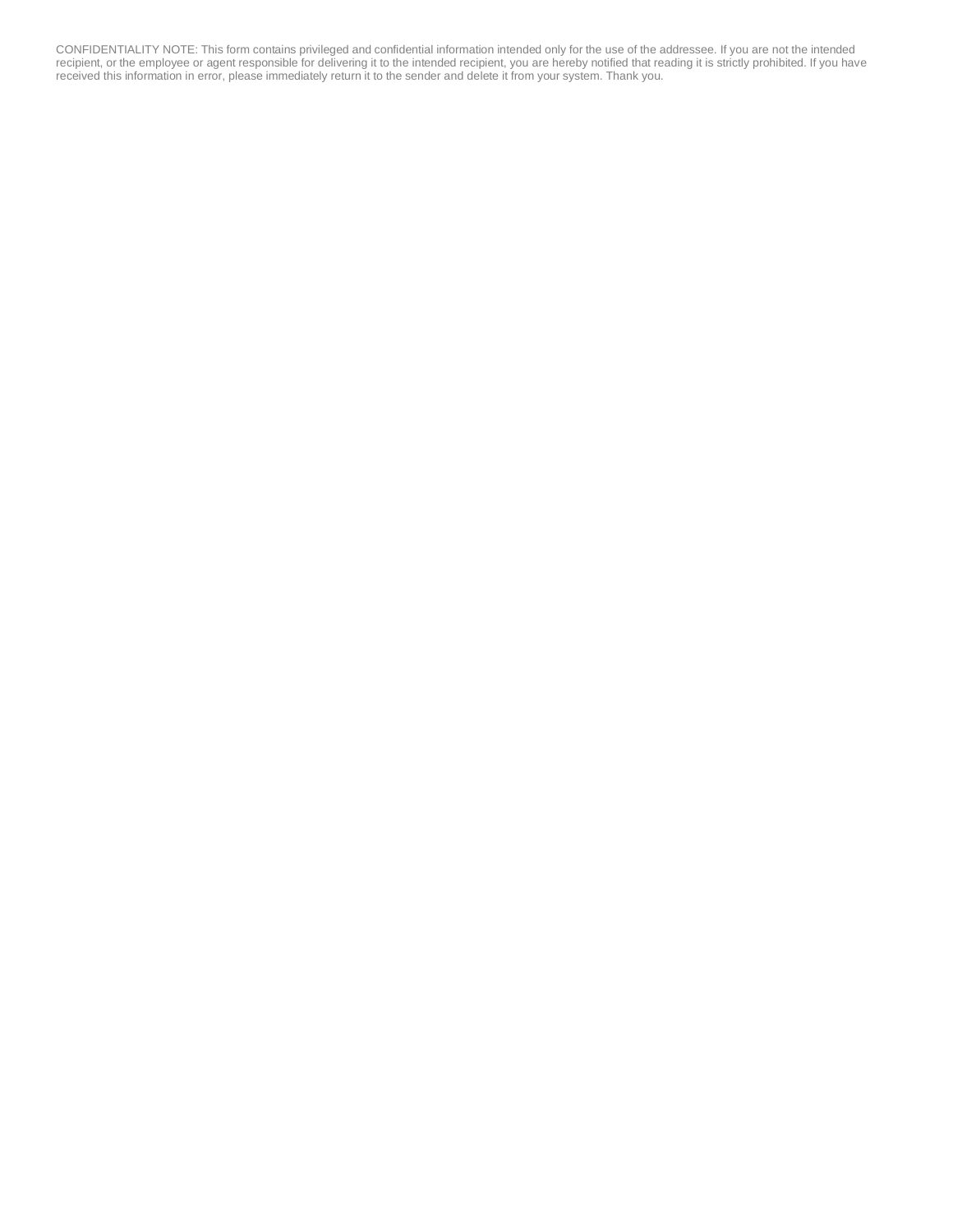CONFIDENTIALITY NOTE: This form contains privileged and confidential information intended only for the use of the addressee. If you are not the intended recipient, or the employee or agent responsible for delivering it to the intended recipient, you are hereby notified that reading it is strictly prohibited. If you have received this information in error, please immediately return it to the sender and delete it from your system. Thank you.